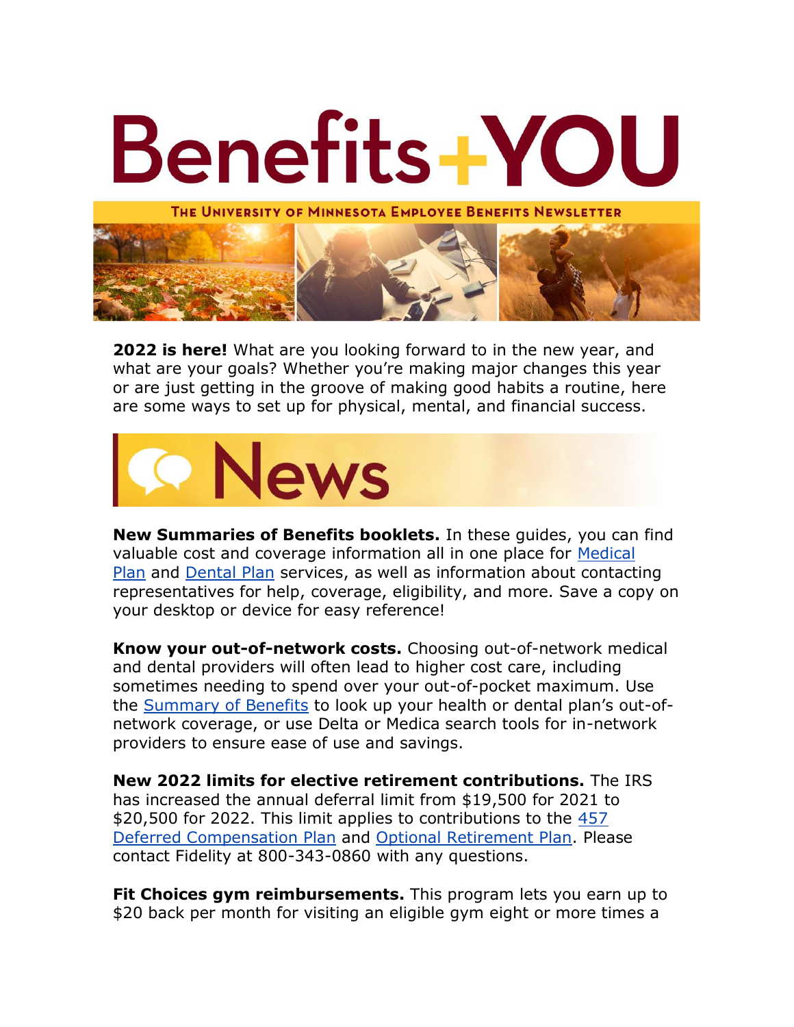# Benefits+YOU

**The University of Minnesota Employee Benefits Newsletter**

**2022 is here!** What are you looking forward to in the new year, and what are your goals? Whether you're making major changes this year or are just getting in the groove of making good habits a routine, here are some ways to set up for physical, mental, and financial success.

## News

**New Summaries of Benefits booklets.** In these guides, you can find valuable cost and coverage information all in one place for Medical Plan and Dental Plan services, as well as information about contacting representatives for help, coverage, eligibility, and more. Save a copy on your desktop or device for easy reference!

**Know your out-of-network costs.** Choosing out-of-network medical and dental providers will often lead to higher cost care, including sometimes needing to spend over your out-of-pocket maximum. Use the Summary of Benefits to look up your health or dental plan's out-of-network coverage, or use Delta or Medica search tools for in-network providers to ensure ease of use and savings.

**New 2022 limits for elective retirement contributions.** The IRS has increased the annual deferral limit from $19,500 for 2021 to $20,500 for 2022. This limit applies to contributions to the 457 Deferred Compensation Plan and Optional Retirement Plan. Please contact Fidelity at 800-343-0860 with any questions.

**Fit Choices gym reimbursements.** This program lets you earn up to $20 back per month for visiting an eligible gym eight or more times a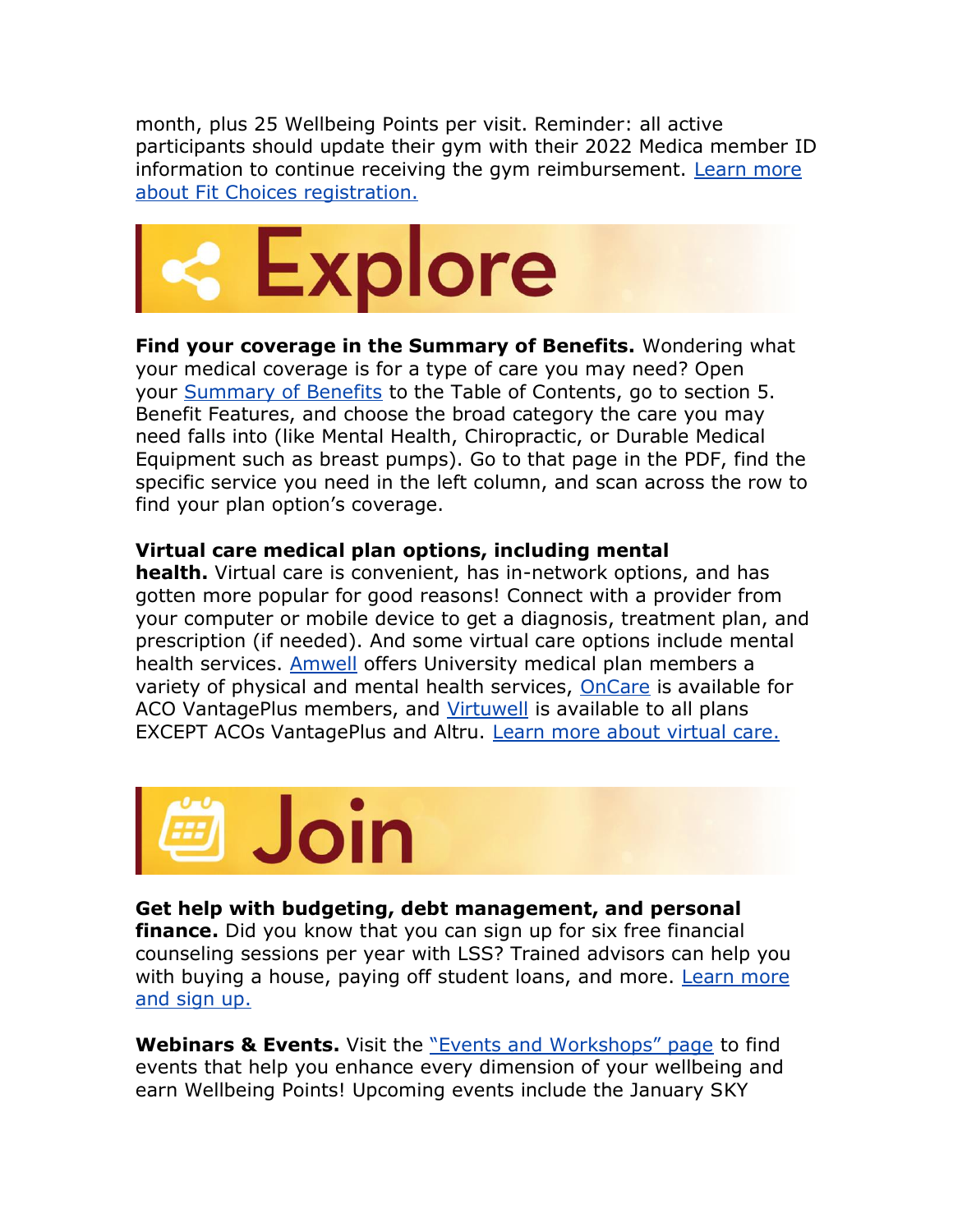month, plus 25 Wellbeing Points per visit. Reminder: all active participants should update their gym with their 2022 Medica member ID information to continue receiving the gym reimbursement. Learn more about Fit Choices registration.

## Explore

**Find your coverage in the Summary of Benefits.** Wondering what your medical coverage is for a type of care you may need? Open your Summary of Benefits to the Table of Contents, go to section 5. Benefit Features, and choose the broad category the care you may need falls into (like Mental Health, Chiropractic, or Durable Medical Equipment such as breast pumps). Go to that page in the PDF, find the specific service you need in the left column, and scan across the row to find your plan option's coverage.

**Virtual care medical plan options, including mental health.** Virtual care is convenient, has in-network options, and has gotten more popular for good reasons! Connect with a provider from your computer or mobile device to get a diagnosis, treatment plan, and prescription (if needed). And some virtual care options include mental health services. Amwell offers University medical plan members a variety of physical and mental health services, OnCare is available for ACO VantagePlus members, and Virtuwell is available to all plans EXCEPT ACOs VantagePlus and Altru. Learn more about virtual care.

## Join

**Get help with budgeting, debt management, and personal finance.** Did you know that you can sign up for six free financial counseling sessions per year with LSS? Trained advisors can help you with buying a house, paying off student loans, and more. Learn more and sign up.

**Webinars & Events.** Visit the "Events and Workshops" page to find events that help you enhance every dimension of your wellbeing and earn Wellbeing Points! Upcoming events include the January SKY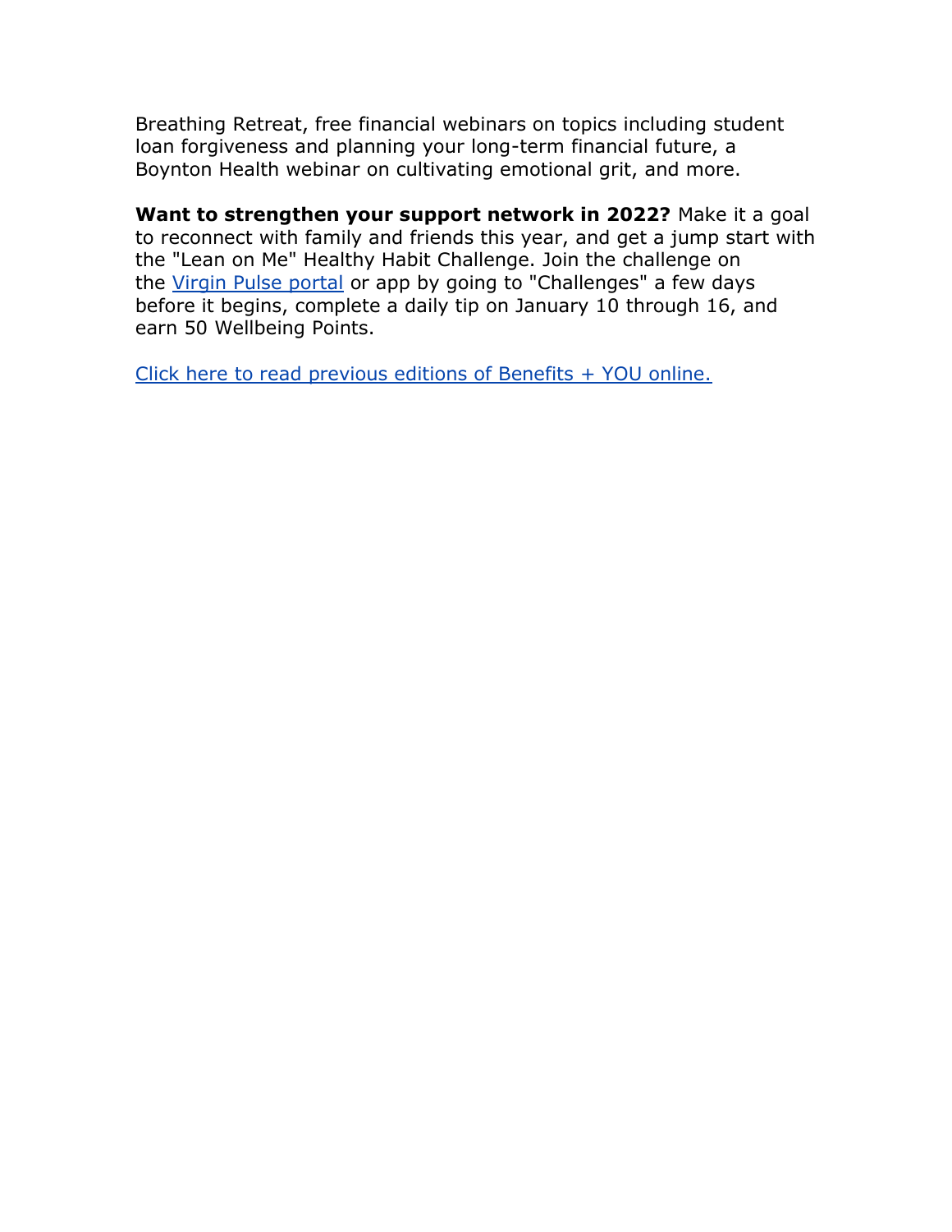Breathing Retreat, free financial webinars on topics including student loan forgiveness and planning your long-term financial future, a Boynton Health webinar on cultivating emotional grit, and more.

**Want to strengthen your support network in 2022?** Make it a goal to reconnect with family and friends this year, and get a jump start with the "Lean on Me" Healthy Habit Challenge. Join the challenge on the Virgin Pulse portal or app by going to "Challenges" a few days before it begins, complete a daily tip on January 10 through 16, and earn 50 Wellbeing Points.

Click here to read previous editions of Benefits + YOU online.